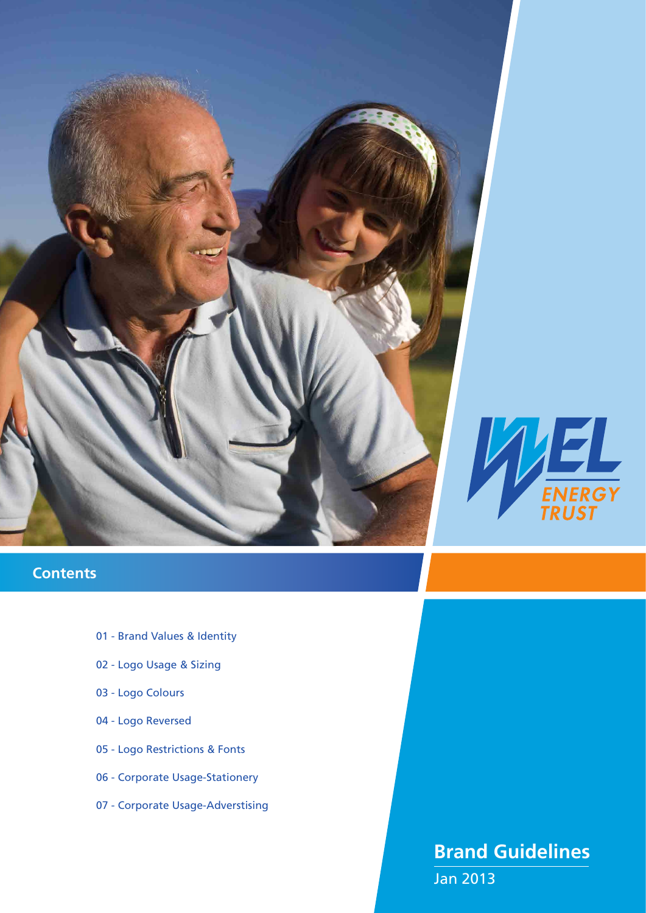WEL ENERGY TRUST

# Brand Guidelines

Jan 2013

## Contents

- 01 - Brand Values & Identity
- 02 - Logo Usage & Sizing
- 03 - Logo Colours
- 04 - Logo Reversed
- 05 - Logo Restrictions & Fonts
- 06 - Corporate Usage-Stationery
- 07 - Corporate Usage-Adverstising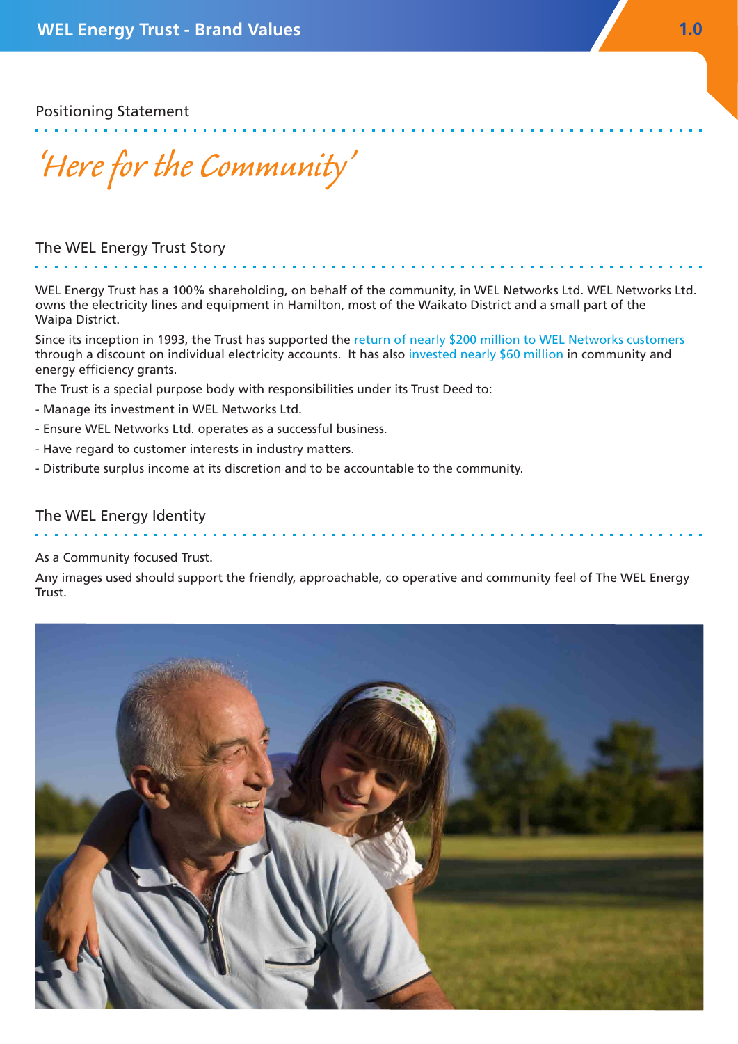# WEL Energy Trust - Brand Values

## Positioning Statement

*'Here for the Community'*

## The WEL Energy Trust Story

WEL Energy Trust has a 100% shareholding, on behalf of the community, in WEL Networks Ltd. WEL Networks Ltd. owns the electricity lines and equipment in Hamilton, most of the Waikato District and a small part of the Waipa District.

Since its inception in 1993, the Trust has supported the return of nearly $200 million to WEL Networks customers through a discount on individual electricity accounts. It has also invested nearly $60 million in community and energy efficiency grants.

The Trust is a special purpose body with responsibilities under its Trust Deed to:

- Manage its investment in WEL Networks Ltd.
- Ensure WEL Networks Ltd. operates as a successful business.
- Have regard to customer interests in industry matters.
- Distribute surplus income at its discretion and to be accountable to the community.

## The WEL Energy Identity

As a Community focused Trust.

Any images used should support the friendly, approachable, co operative and community feel of The WEL Energy Trust.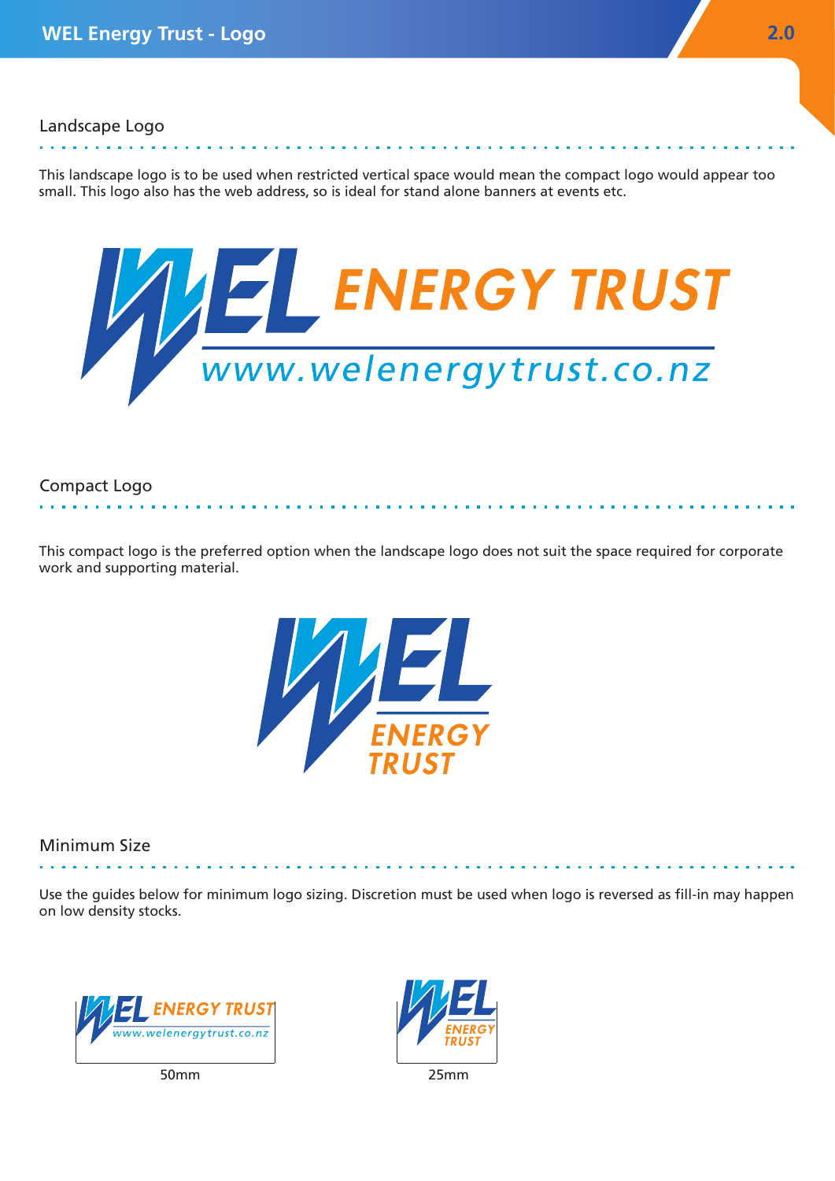# WEL Energy Trust - Logo

## Landscape Logo

This landscape logo is to be used when restricted vertical space would mean the compact logo would appear too small. This logo also has the web address, so is ideal for stand alone banners at events etc.

## Compact Logo

This compact logo is the preferred option when the landscape logo does not suit the space required for corporate work and supporting material.

## Minimum Size

Use the guides below for minimum logo sizing. Discretion must be used when logo is reversed as fill-in may happen on low density stocks.

50mm

25mm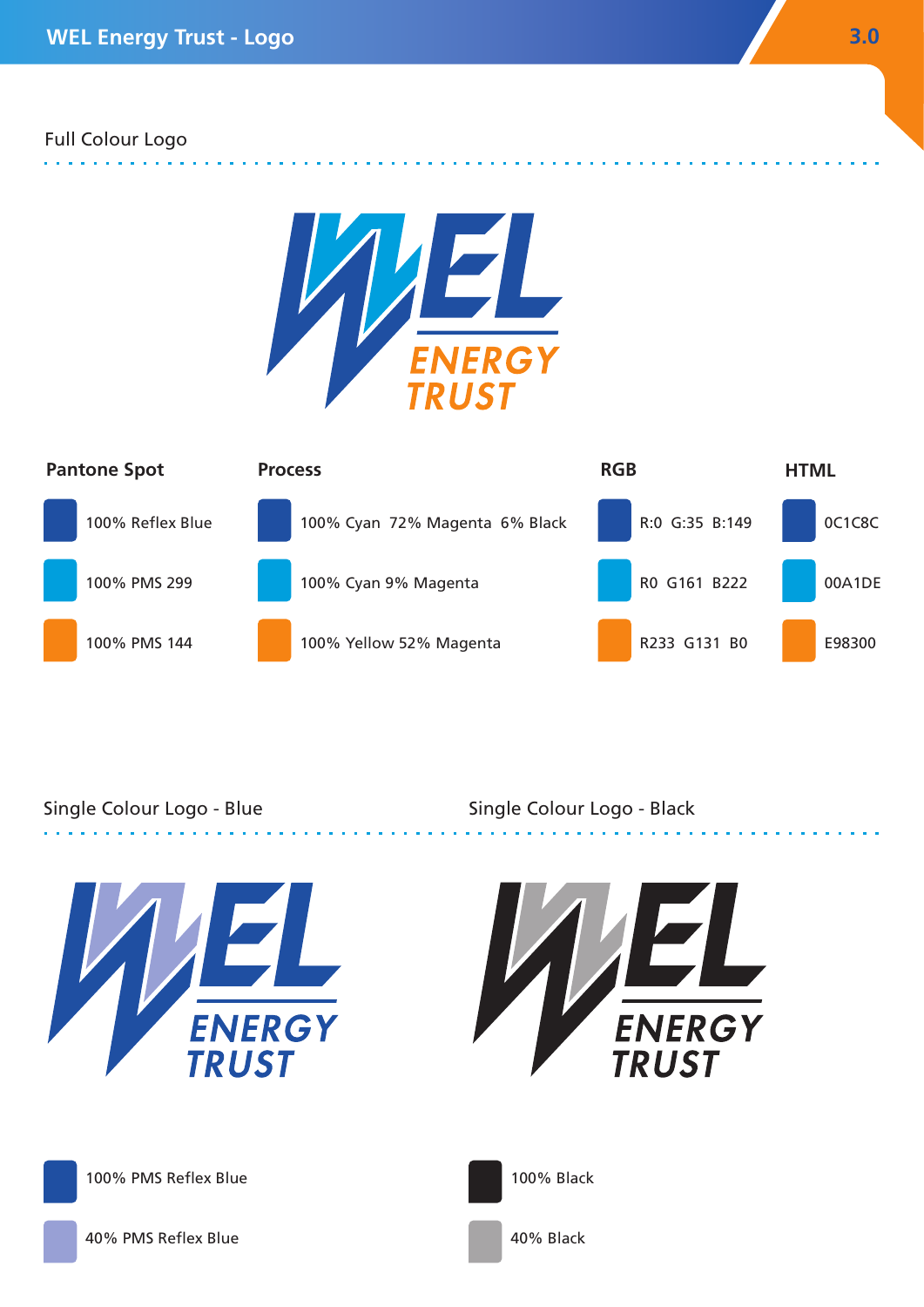# WEL Energy Trust - Logo

## Full Colour Logo

| Pantone Spot | Process | RGB | HTML |
|---|---|---|---|
| 100% Reflex Blue | 100% Cyan 72% Magenta 6% Black | R:0 G:35 B:149 | 0C1C8C |
| 100% PMS 299 | 100% Cyan 9% Magenta | R0 G161 B222 | 00A1DE |
| 100% PMS 144 | 100% Yellow 52% Magenta | R233 G131 B0 | E98300 |

## Single Colour Logo - Blue

- 100% PMS Reflex Blue
- 40% PMS Reflex Blue

## Single Colour Logo - Black

- 100% Black
- 40% Black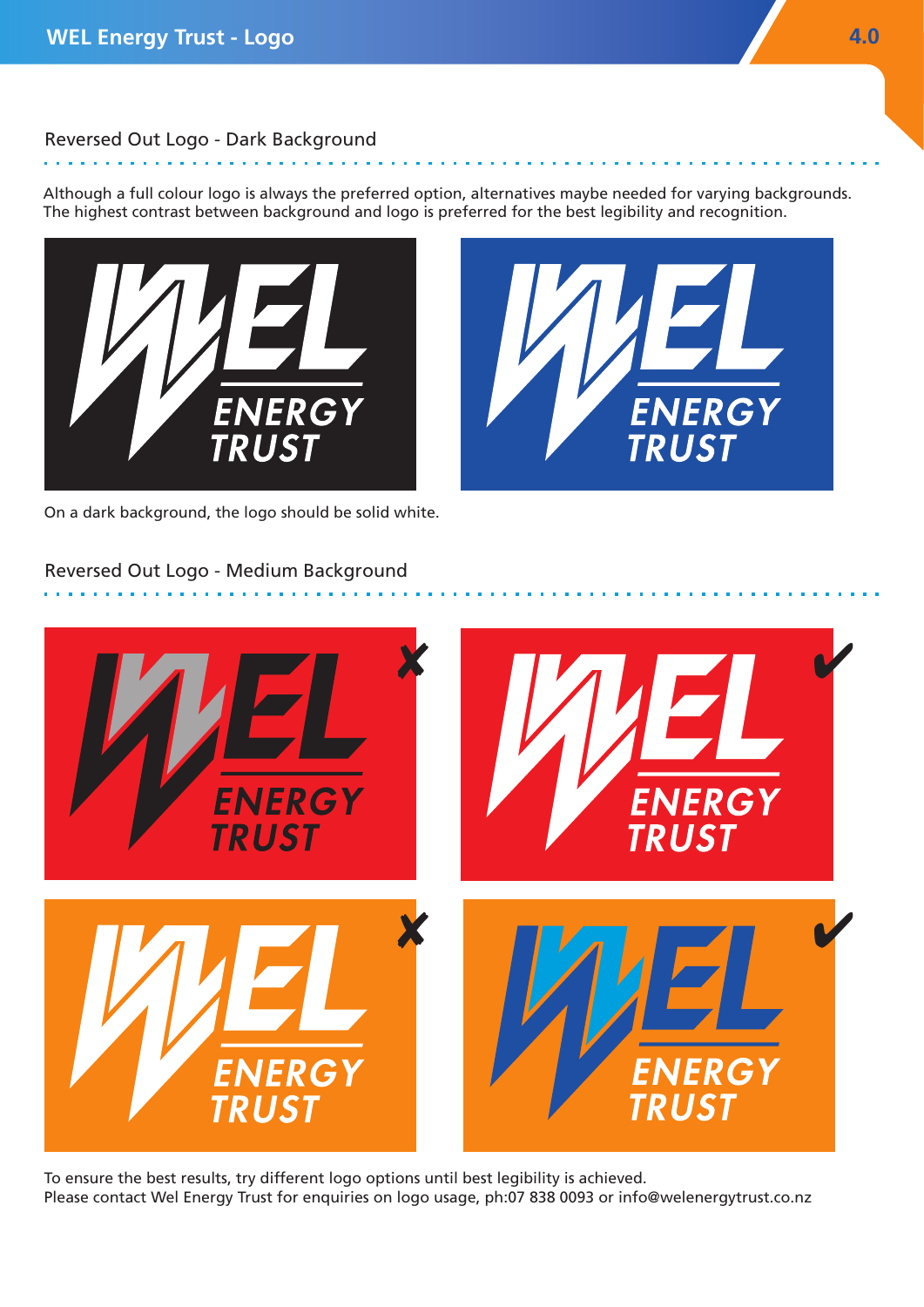## Reversed Out Logo - Dark Background

Although a full colour logo is always the preferred option, alternatives maybe needed for varying backgrounds. The highest contrast between background and logo is preferred for the best legibility and recognition.

On a dark background, the logo should be solid white.

## Reversed Out Logo - Medium Background

To ensure the best results, try different logo options until best legibility is achieved.
Please contact Wel Energy Trust for enquiries on logo usage, ph:07 838 0093 or info@welenergytrust.co.nz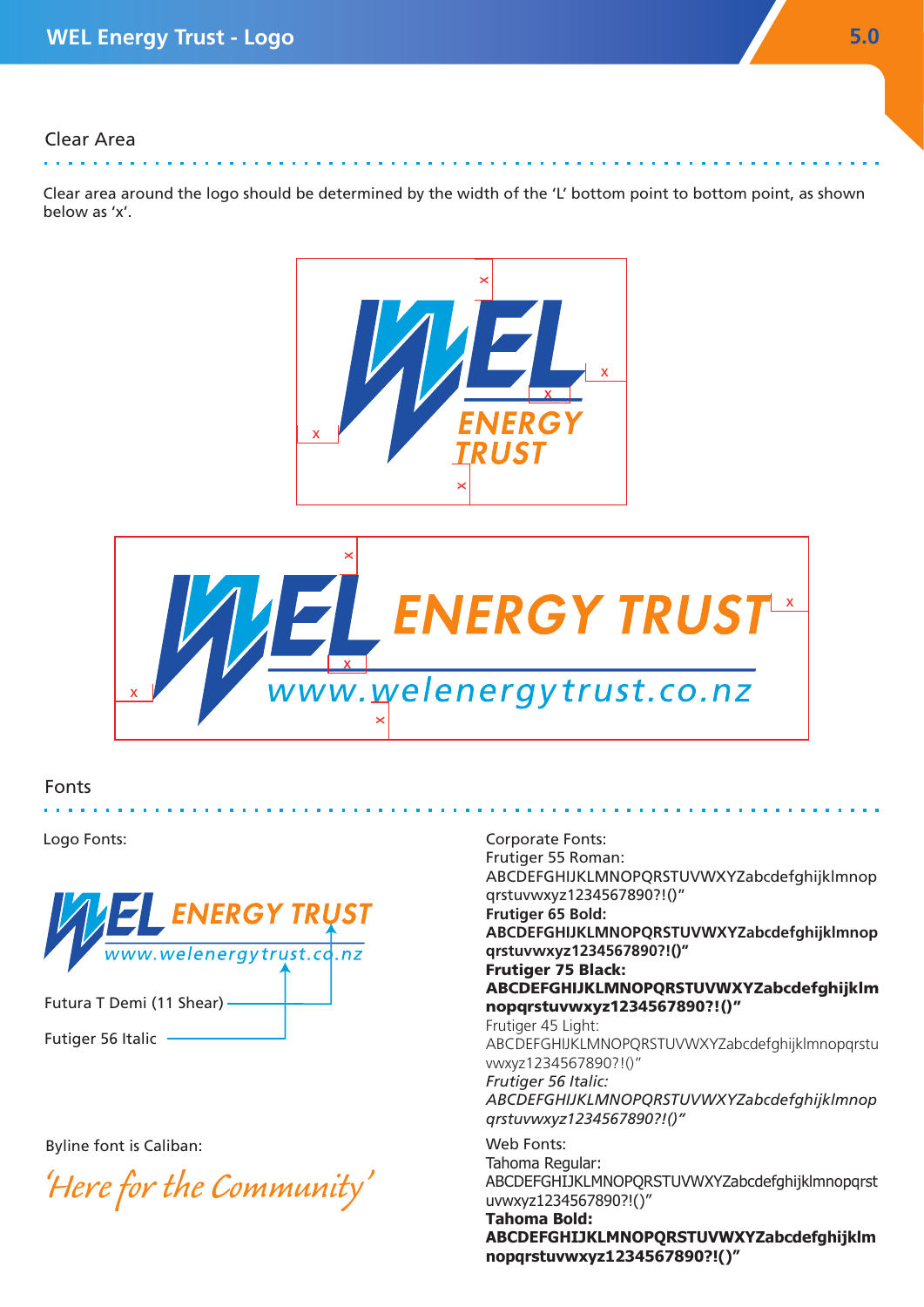## Clear Area

Clear area around the logo should be determined by the width of the 'L' bottom point to bottom point, as shown below as 'x'.

## Fonts

Logo Fonts:

Futura T Demi (11 Shear)

Futiger 56 Italic

Byline font is Caliban:

*'Here for the Community'*

Corporate Fonts:

Frutiger 55 Roman:
ABCDEFGHIJKLMNOPQRSTUVWXYZabcdefghijklmnopqrstuvwxyz1234567890?!()"

**Frutiger 65 Bold:**
**ABCDEFGHIJKLMNOPQRSTUVWXYZabcdefghijklmnopqrstuvwxyz1234567890?!()"**

**Frutiger 75 Black:**
**ABCDEFGHIJKLMNOPQRSTUVWXYZabcdefghijklmnopqrstuvwxyz1234567890?!()"**

Frutiger 45 Light:
ABCDEFGHIJKLMNOPQRSTUVWXYZabcdefghijklmnopqrstuvwxyz1234567890?!()"

*Frutiger 56 Italic:*
*ABCDEFGHIJKLMNOPQRSTUVWXYZabcdefghijklmnopqrstuvwxyz1234567890?!()"*

Web Fonts:

Tahoma Regular:
ABCDEFGHIJKLMNOPQRSTUVWXYZabcdefghijklmnopqrstuvwxyz1234567890?!()"

**Tahoma Bold:**
**ABCDEFGHIJKLMNOPQRSTUVWXYZabcdefghijklmnopqrstuvwxyz1234567890?!()"**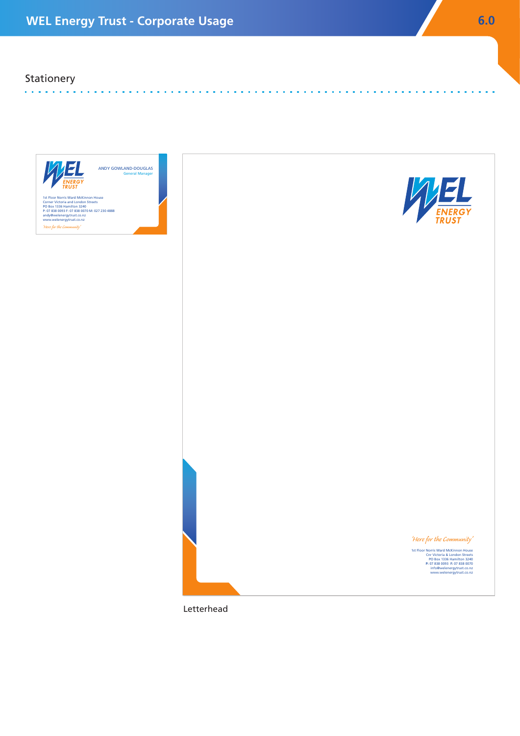## Stationery

ANDY GOWLAND-DOUGLAS
General Manager

1st Floor Norris Ward McKinnon House
Corner Victoria and London Streets
PO Box 1336 Hamilton 3240
P: 07 838 0093 F: 07 838 0070 M: 027 230 4888
andy@welenergytrust.co.nz
www.welenergytrust.co.nz

*'Here for the Community'*

*'Here for the Community'*

1st Floor Norris Ward McKinnon House
Cnr Victoria & London Streets
PO Box 1336 Hamilton 3240
**P:** 07 838 0093 **F:** 07 838 0070
info@welenergytrust.co.nz
www.welenergytrust.co.nz

Letterhead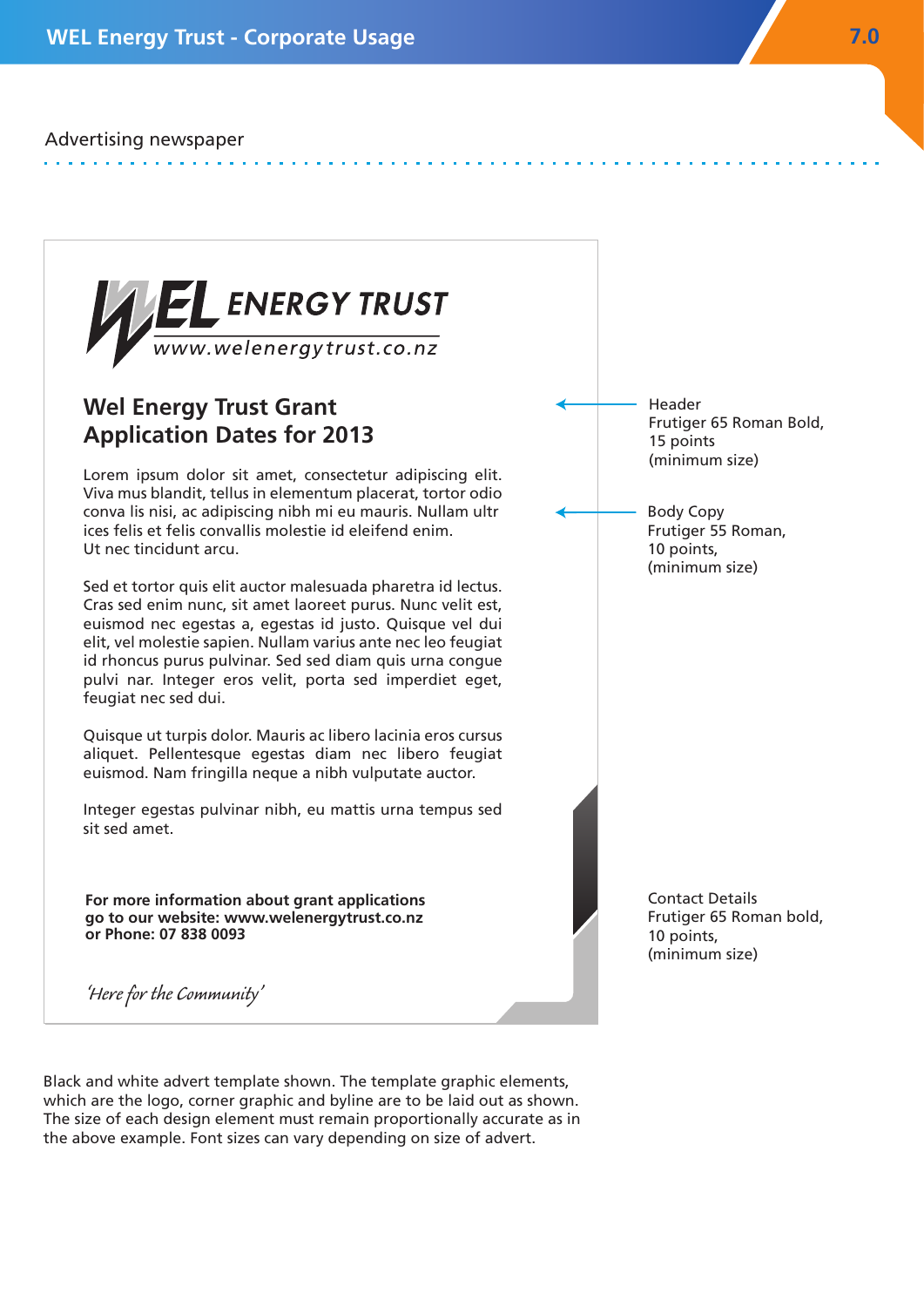## Advertising newspaper

WEL ENERGY TRUST
www.welenergytrust.co.nz

### Wel Energy Trust Grant Application Dates for 2013

Lorem ipsum dolor sit amet, consectetur adipiscing elit. Viva mus blandit, tellus in elementum placerat, tortor odio conva lis nisi, ac adipiscing nibh mi eu mauris. Nullam ultr ices felis et felis convallis molestie id eleifend enim. Ut nec tincidunt arcu.

Sed et tortor quis elit auctor malesuada pharetra id lectus. Cras sed enim nunc, sit amet laoreet purus. Nunc velit est, euismod nec egestas a, egestas id justo. Quisque vel dui elit, vel molestie sapien. Nullam varius ante nec leo feugiat id rhoncus purus pulvinar. Sed sed diam quis urna congue pulvi nar. Integer eros velit, porta sed imperdiet eget, feugiat nec sed dui.

Quisque ut turpis dolor. Mauris ac libero lacinia eros cursus aliquet. Pellentesque egestas diam nec libero feugiat euismod. Nam fringilla neque a nibh vulputate auctor.

Integer egestas pulvinar nibh, eu mattis urna tempus sed sit sed amet.

**For more information about grant applications go to our website: www.welenergytrust.co.nz or Phone: 07 838 0093**

*'Here for the Community'*

Header
Frutiger 65 Roman Bold,
15 points
(minimum size)

Body Copy
Frutiger 55 Roman,
10 points,
(minimum size)

Contact Details
Frutiger 65 Roman bold,
10 points,
(minimum size)

Black and white advert template shown. The template graphic elements, which are the logo, corner graphic and byline are to be laid out as shown. The size of each design element must remain proportionally accurate as in the above example. Font sizes can vary depending on size of advert.